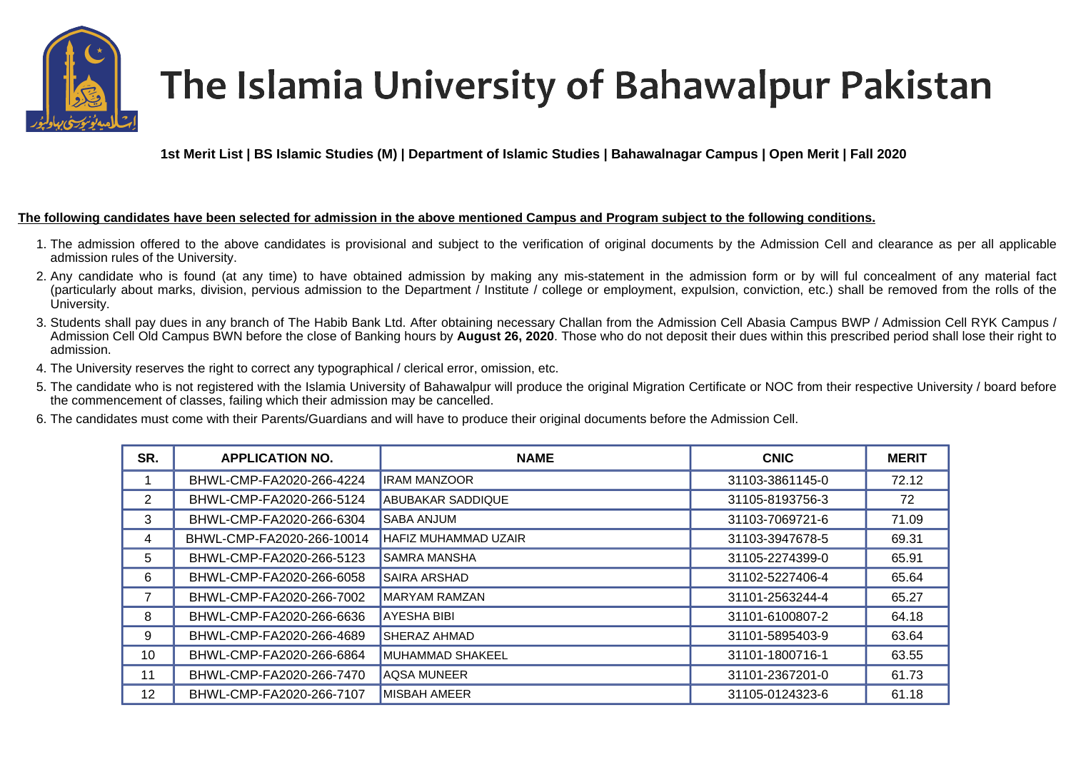# The Islamia University of Bahawalpur Pakistan

**1st Merit List | BS Islamic Studies (M) | Department of Islamic Studies | Bahawalnagar Campus | Open Merit | Fall 2020**

**The following candidates have been selected for admission in the above mentioned Campus and Program subject to the following conditions.**

1. The admission offered to the above candidates is provisional and subject to the verification of original documents by the Admission Cell and clearance as per all applicable admission rules of the University.
2. Any candidate who is found (at any time) to have obtained admission by making any mis-statement in the admission form or by will ful concealment of any material fact (particularly about marks, division, pervious admission to the Department / Institute / college or employment, expulsion, conviction, etc.) shall be removed from the rolls of the University.
3. Students shall pay dues in any branch of The Habib Bank Ltd. After obtaining necessary Challan from the Admission Cell Abasia Campus BWP / Admission Cell RYK Campus / Admission Cell Old Campus BWN before the close of Banking hours by **August 26, 2020**. Those who do not deposit their dues within this prescribed period shall lose their right to admission.
4. The University reserves the right to correct any typographical / clerical error, omission, etc.
5. The candidate who is not registered with the Islamia University of Bahawalpur will produce the original Migration Certificate or NOC from their respective University / board before the commencement of classes, failing which their admission may be cancelled.
6. The candidates must come with their Parents/Guardians and will have to produce their original documents before the Admission Cell.

| SR. | APPLICATION NO. | NAME | CNIC | MERIT |
|---|---|---|---|---|
| 1 | BHWL-CMP-FA2020-266-4224 | IRAM MANZOOR | 31103-3861145-0 | 72.12 |
| 2 | BHWL-CMP-FA2020-266-5124 | ABUBAKAR SADDIQUE | 31105-8193756-3 | 72 |
| 3 | BHWL-CMP-FA2020-266-6304 | SABA ANJUM | 31103-7069721-6 | 71.09 |
| 4 | BHWL-CMP-FA2020-266-10014 | HAFIZ MUHAMMAD UZAIR | 31103-3947678-5 | 69.31 |
| 5 | BHWL-CMP-FA2020-266-5123 | SAMRA MANSHA | 31105-2274399-0 | 65.91 |
| 6 | BHWL-CMP-FA2020-266-6058 | SAIRA ARSHAD | 31102-5227406-4 | 65.64 |
| 7 | BHWL-CMP-FA2020-266-7002 | MARYAM RAMZAN | 31101-2563244-4 | 65.27 |
| 8 | BHWL-CMP-FA2020-266-6636 | AYESHA BIBI | 31101-6100807-2 | 64.18 |
| 9 | BHWL-CMP-FA2020-266-4689 | SHERAZ AHMAD | 31101-5895403-9 | 63.64 |
| 10 | BHWL-CMP-FA2020-266-6864 | MUHAMMAD SHAKEEL | 31101-1800716-1 | 63.55 |
| 11 | BHWL-CMP-FA2020-266-7470 | AQSA MUNEER | 31101-2367201-0 | 61.73 |
| 12 | BHWL-CMP-FA2020-266-7107 | MISBAH AMEER | 31105-0124323-6 | 61.18 |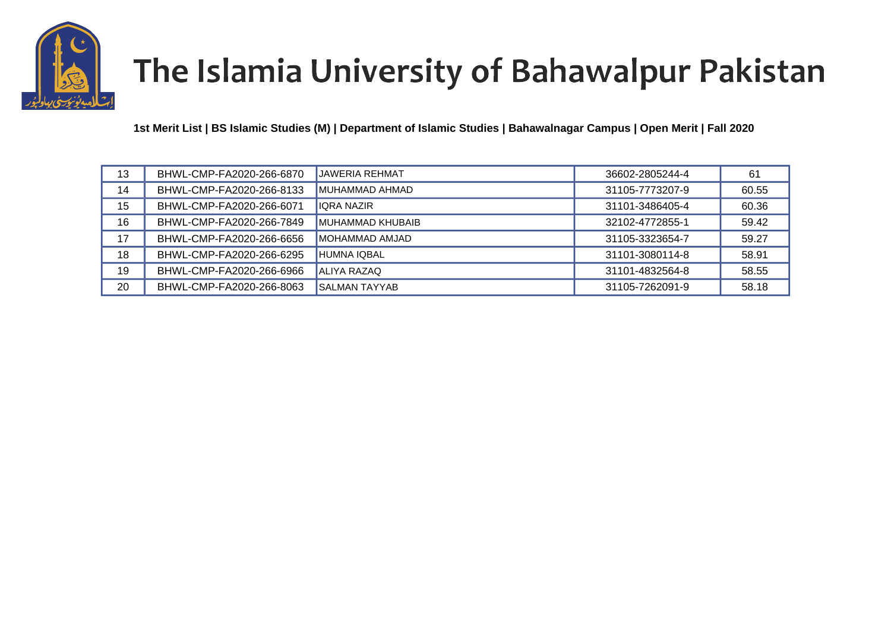# The Islamia University of Bahawalpur Pakistan

**1st Merit List | BS Islamic Studies (M) | Department of Islamic Studies | Bahawalnagar Campus | Open Merit | Fall 2020**

| | | | | |
|---|---|---|---|---|
| 13 | BHWL-CMP-FA2020-266-6870 | JAWERIA REHMAT | 36602-2805244-4 | 61 |
| 14 | BHWL-CMP-FA2020-266-8133 | MUHAMMAD AHMAD | 31105-7773207-9 | 60.55 |
| 15 | BHWL-CMP-FA2020-266-6071 | IQRA NAZIR | 31101-3486405-4 | 60.36 |
| 16 | BHWL-CMP-FA2020-266-7849 | MUHAMMAD KHUBAIB | 32102-4772855-1 | 59.42 |
| 17 | BHWL-CMP-FA2020-266-6656 | MOHAMMAD AMJAD | 31105-3323654-7 | 59.27 |
| 18 | BHWL-CMP-FA2020-266-6295 | HUMNA IQBAL | 31101-3080114-8 | 58.91 |
| 19 | BHWL-CMP-FA2020-266-6966 | ALIYA RAZAQ | 31101-4832564-8 | 58.55 |
| 20 | BHWL-CMP-FA2020-266-8063 | SALMAN TAYYAB | 31105-7262091-9 | 58.18 |